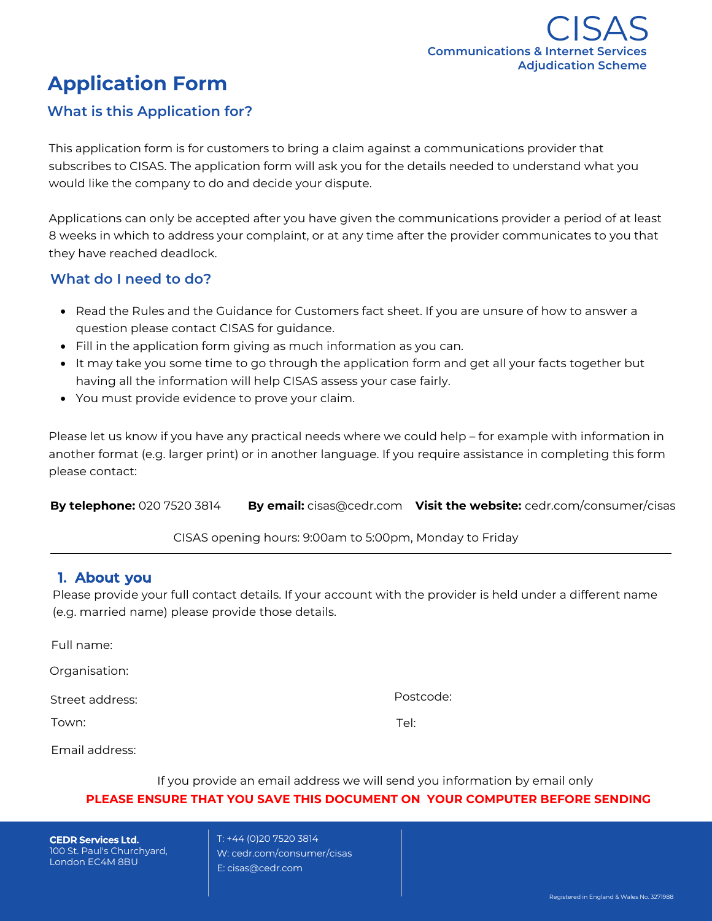CISAS
Communications & Internet Services Adjudication Scheme

# Application Form

## What is this Application for?

This application form is for customers to bring a claim against a communications provider that subscribes to CISAS. The application form will ask you for the details needed to understand what you would like the company to do and decide your dispute.

Applications can only be accepted after you have given the communications provider a period of at least 8 weeks in which to address your complaint, or at any time after the provider communicates to you that they have reached deadlock.

## What do I need to do?

- Read the Rules and the Guidance for Customers fact sheet. If you are unsure of how to answer a question please contact CISAS for guidance.
- Fill in the application form giving as much information as you can.
- It may take you some time to go through the application form and get all your facts together but having all the information will help CISAS assess your case fairly.
- You must provide evidence to prove your claim.

Please let us know if you have any practical needs where we could help – for example with information in another format (e.g. larger print) or in another language. If you require assistance in completing this form please contact:

**By telephone:** 020 7520 3814 **By email:** cisas@cedr.com **Visit the website:** cedr.com/consumer/cisas

CISAS opening hours: 9:00am to 5:00pm, Monday to Friday

---

## 1. About you

Please provide your full contact details. If your account with the provider is held under a different name (e.g. married name) please provide those details.

Full name:

Organisation:

Street address: Postcode:

Town: Tel:

Email address:

If you provide an email address we will send you information by email only

**PLEASE ENSURE THAT YOU SAVE THIS DOCUMENT ON YOUR COMPUTER BEFORE SENDING**

**CEDR Services Ltd.**
100 St. Paul's Churchyard,
London EC4M 8BU

T: +44 (0)20 7520 3814
W: cedr.com/consumer/cisas
E: cisas@cedr.com

Registered in England & Wales No. 3271988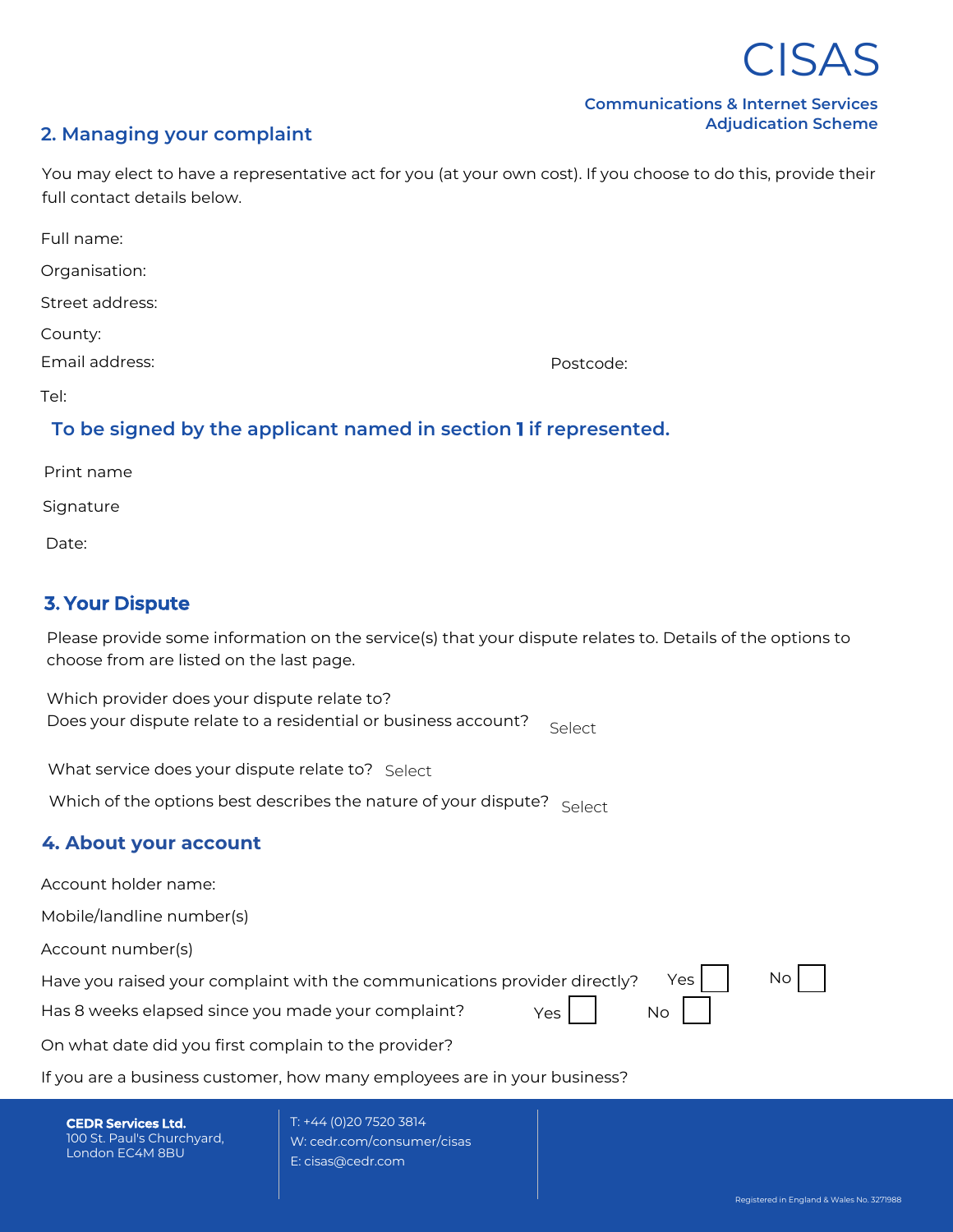## 2. Managing your complaint

You may elect to have a representative act for you (at your own cost). If you choose to do this, provide their full contact details below.

Full name:

Organisation:

Street address:

County:

Email address:

Postcode:

Tel:

### To be signed by the applicant named in section 1 if represented.

Print name

Signature

Date:

## 3. Your Dispute

Please provide some information on the service(s) that your dispute relates to. Details of the options to choose from are listed on the last page.

Which provider does your dispute relate to?

Does your dispute relate to a residential or business account? Select

What service does your dispute relate to? Select

Which of the options best describes the nature of your dispute? Select

## 4. About your account

Account holder name:

Mobile/landline number(s)

Account number(s)

Have you raised your complaint with the communications provider directly? Yes ☐ No ☐

Has 8 weeks elapsed since you made your complaint? Yes ☐ No ☐

On what date did you first complain to the provider?

If you are a business customer, how many employees are in your business?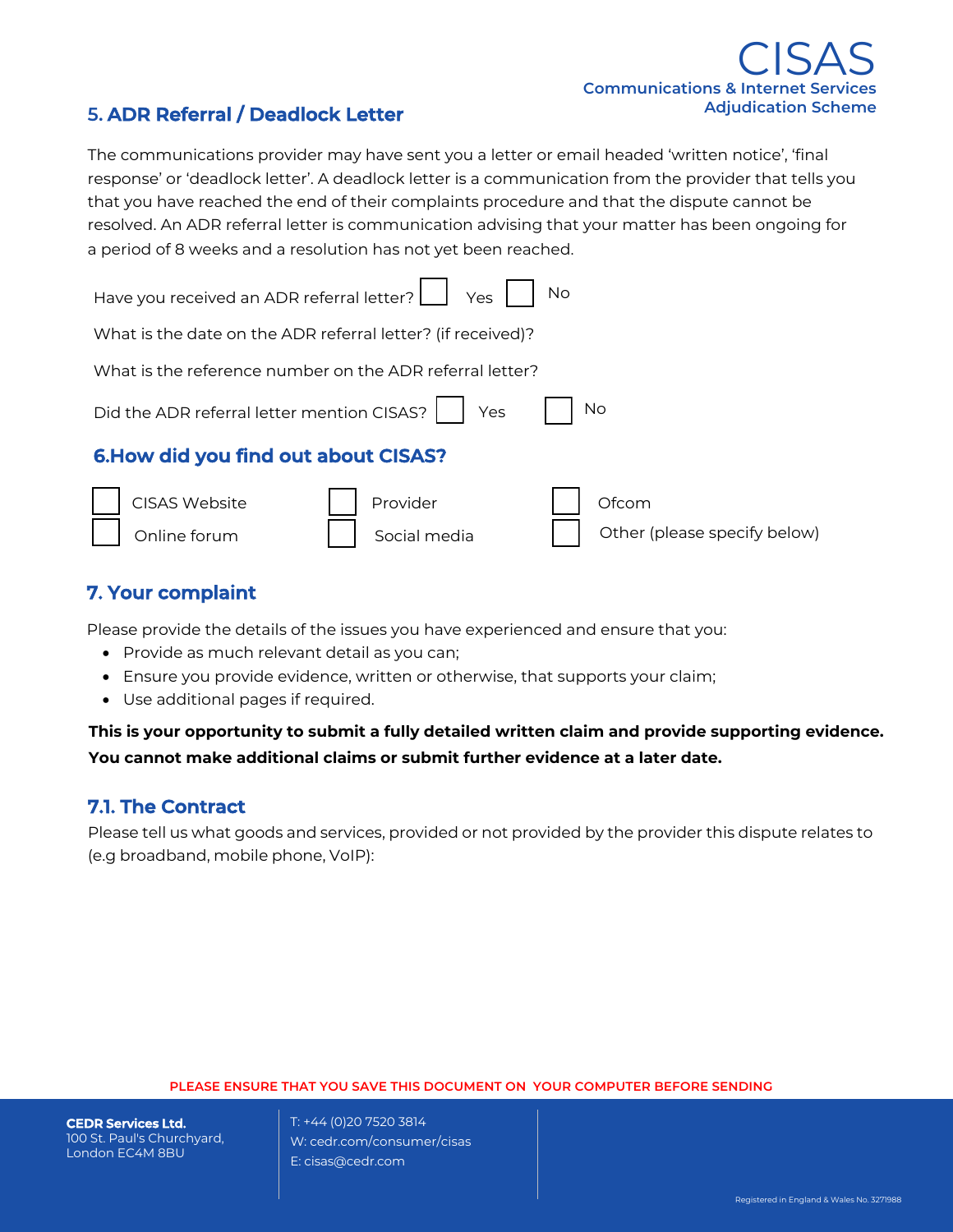## 5. ADR Referral / Deadlock Letter

The communications provider may have sent you a letter or email headed 'written notice', 'final response' or 'deadlock letter'. A deadlock letter is a communication from the provider that tells you that you have reached the end of their complaints procedure and that the dispute cannot be resolved. An ADR referral letter is communication advising that your matter has been ongoing for a period of 8 weeks and a resolution has not yet been reached.

Have you received an ADR referral letter? ☐ Yes ☐ No

What is the date on the ADR referral letter? (if received)?

What is the reference number on the ADR referral letter?

Did the ADR referral letter mention CISAS? ☐ Yes ☐ No

## 6.How did you find out about CISAS?

☐ CISAS Website ☐ Provider ☐ Ofcom

☐ Online forum ☐ Social media ☐ Other (please specify below)

## 7. Your complaint

Please provide the details of the issues you have experienced and ensure that you:

- Provide as much relevant detail as you can;
- Ensure you provide evidence, written or otherwise, that supports your claim;
- Use additional pages if required.

**This is your opportunity to submit a fully detailed written claim and provide supporting evidence. You cannot make additional claims or submit further evidence at a later date.**

### 7.1. The Contract

Please tell us what goods and services, provided or not provided by the provider this dispute relates to (e.g broadband, mobile phone, VoIP):

PLEASE ENSURE THAT YOU SAVE THIS DOCUMENT ON YOUR COMPUTER BEFORE SENDING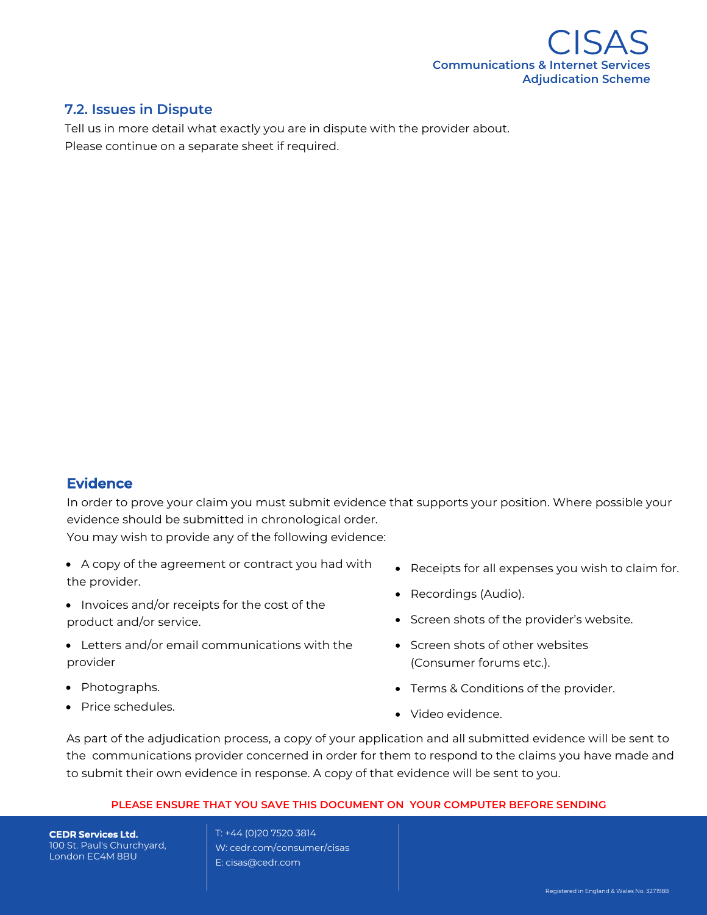## 7.2. Issues in Dispute

Tell us in more detail what exactly you are in dispute with the provider about.
Please continue on a separate sheet if required.

## Evidence

In order to prove your claim you must submit evidence that supports your position. Where possible your evidence should be submitted in chronological order.
You may wish to provide any of the following evidence:

- A copy of the agreement or contract you had with the provider.
- Invoices and/or receipts for the cost of the product and/or service.
- Letters and/or email communications with the provider
- Photographs.
- Price schedules.
- Receipts for all expenses you wish to claim for.
- Recordings (Audio).
- Screen shots of the provider's website.
- Screen shots of other websites (Consumer forums etc.).
- Terms & Conditions of the provider.
- Video evidence.

As part of the adjudication process, a copy of your application and all submitted evidence will be sent to the communications provider concerned in order for them to respond to the claims you have made and to submit their own evidence in response. A copy of that evidence will be sent to you.

**PLEASE ENSURE THAT YOU SAVE THIS DOCUMENT ON YOUR COMPUTER BEFORE SENDING**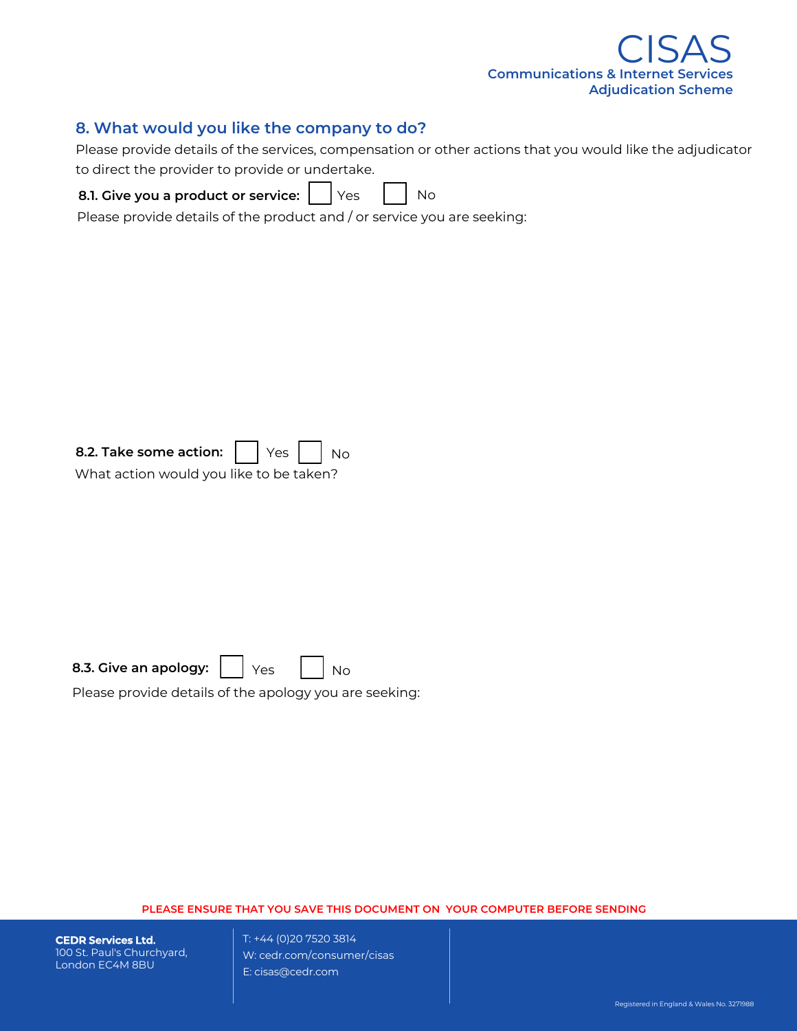## 8. What would you like the company to do?

Please provide details of the services, compensation or other actions that you would like the adjudicator to direct the provider to provide or undertake.

**8.1. Give you a product or service:** ☐ Yes ☐ No

Please provide details of the product and / or service you are seeking:

**8.2. Take some action:** ☐ Yes ☐ No

What action would you like to be taken?

**8.3. Give an apology:** ☐ Yes ☐ No

Please provide details of the apology you are seeking:

PLEASE ENSURE THAT YOU SAVE THIS DOCUMENT ON YOUR COMPUTER BEFORE SENDING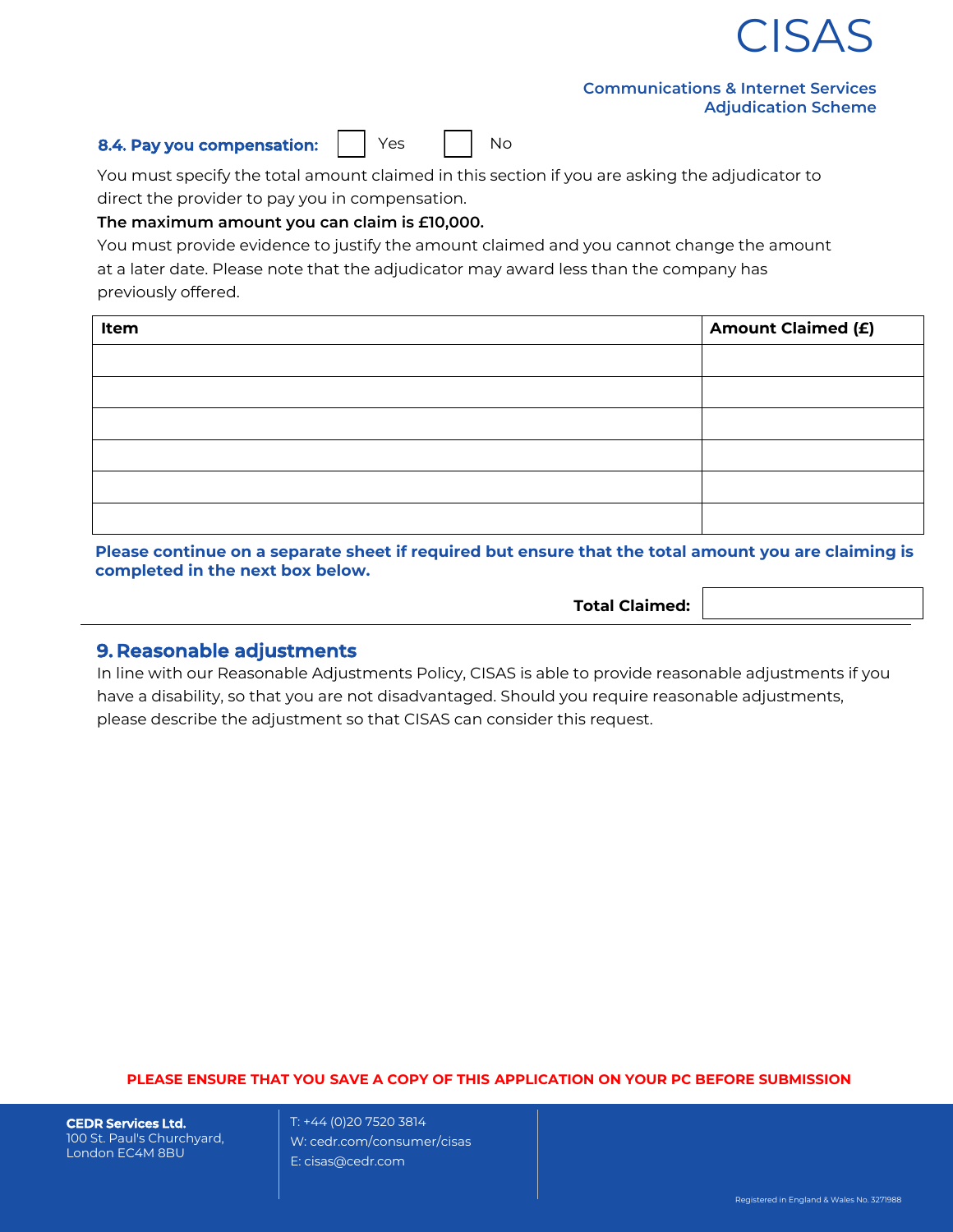**8.4. Pay you compensation:** ☐ Yes ☐ No

You must specify the total amount claimed in this section if you are asking the adjudicator to direct the provider to pay you in compensation.

**The maximum amount you can claim is £10,000.**

You must provide evidence to justify the amount claimed and you cannot change the amount at a later date. Please note that the adjudicator may award less than the company has previously offered.

| Item | Amount Claimed (£) |
| --- | --- |
| | |
| | |
| | |
| | |
| | |
| | |

**Please continue on a separate sheet if required but ensure that the total amount you are claiming is completed in the next box below.**

**Total Claimed:** ________

## 9. Reasonable adjustments

In line with our Reasonable Adjustments Policy, CISAS is able to provide reasonable adjustments if you have a disability, so that you are not disadvantaged. Should you require reasonable adjustments, please describe the adjustment so that CISAS can consider this request.

**PLEASE ENSURE THAT YOU SAVE A COPY OF THIS APPLICATION ON YOUR PC BEFORE SUBMISSION**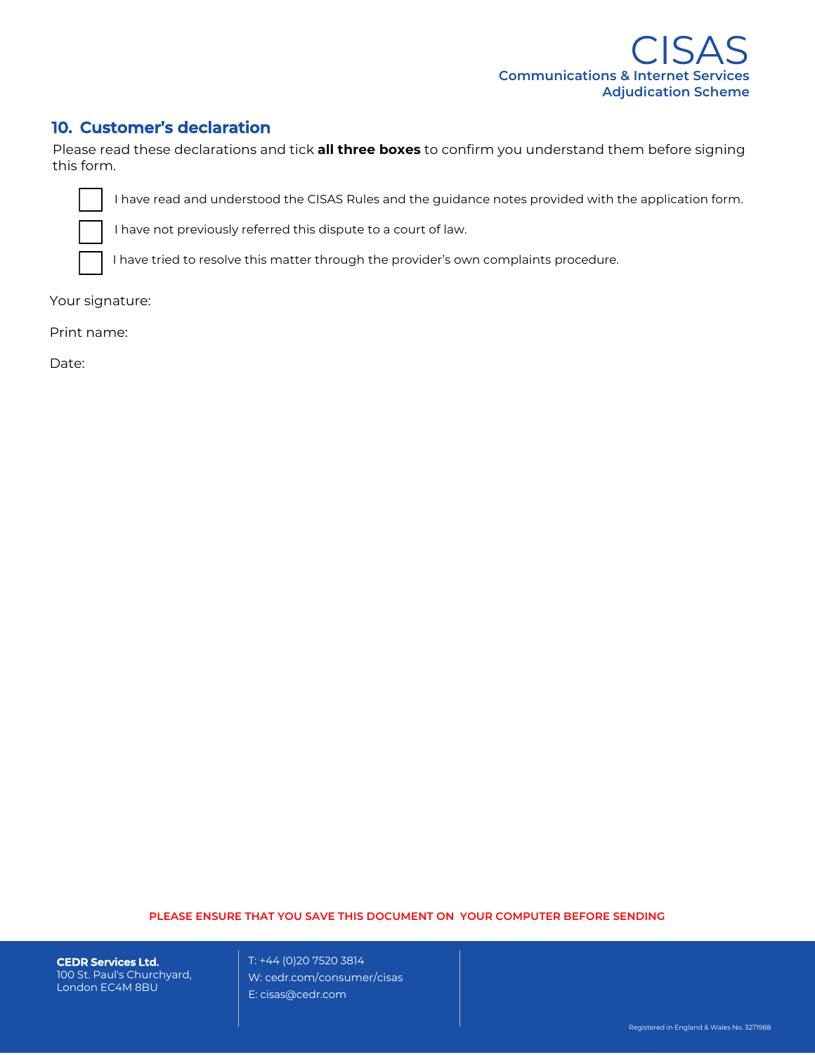## 10. Customer's declaration

Please read these declarations and tick **all three boxes** to confirm you understand them before signing this form.

- [ ] I have read and understood the CISAS Rules and the guidance notes provided with the application form.
- [ ] I have not previously referred this dispute to a court of law.
- [ ] I have tried to resolve this matter through the provider's own complaints procedure.

Your signature:

Print name:

Date:

PLEASE ENSURE THAT YOU SAVE THIS DOCUMENT ON YOUR COMPUTER BEFORE SENDING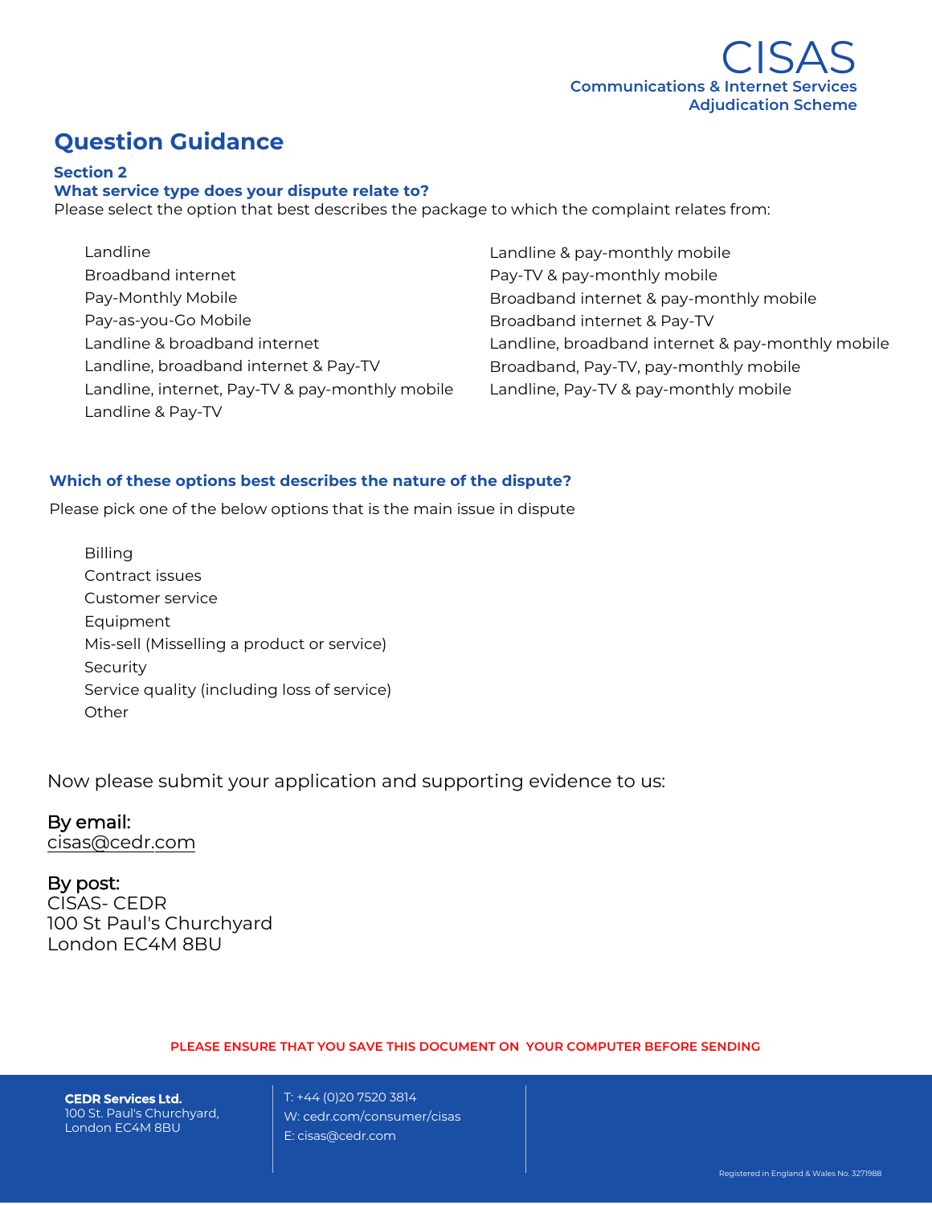# CISAS
**Communications & Internet Services Adjudication Scheme**

## Question Guidance

### Section 2
### What service type does your dispute relate to?

Please select the option that best describes the package to which the complaint relates from:

- Landline
- Broadband internet
- Pay-Monthly Mobile
- Pay-as-you-Go Mobile
- Landline & broadband internet
- Landline, broadband internet & Pay-TV
- Landline, internet, Pay-TV & pay-monthly mobile
- Landline & Pay-TV
- Landline & pay-monthly mobile
- Pay-TV & pay-monthly mobile
- Broadband internet & pay-monthly mobile
- Broadband internet & Pay-TV
- Landline, broadband internet & pay-monthly mobile
- Broadband, Pay-TV, pay-monthly mobile
- Landline, Pay-TV & pay-monthly mobile

### Which of these options best describes the nature of the dispute?

Please pick one of the below options that is the main issue in dispute

- Billing
- Contract issues
- Customer service
- Equipment
- Mis-sell (Misselling a product or service)
- Security
- Service quality (including loss of service)
- Other

Now please submit your application and supporting evidence to us:

**By email:**
cisas@cedr.com

**By post:**
CISAS- CEDR
100 St Paul's Churchyard
London EC4M 8BU

**PLEASE ENSURE THAT YOU SAVE THIS DOCUMENT ON YOUR COMPUTER BEFORE SENDING**

**CEDR Services Ltd.**
100 St. Paul's Churchyard,
London EC4M 8BU

T: +44 (0)20 7520 3814
W: cedr.com/consumer/cisas
E: cisas@cedr.com

Registered in England & Wales No. 3271988